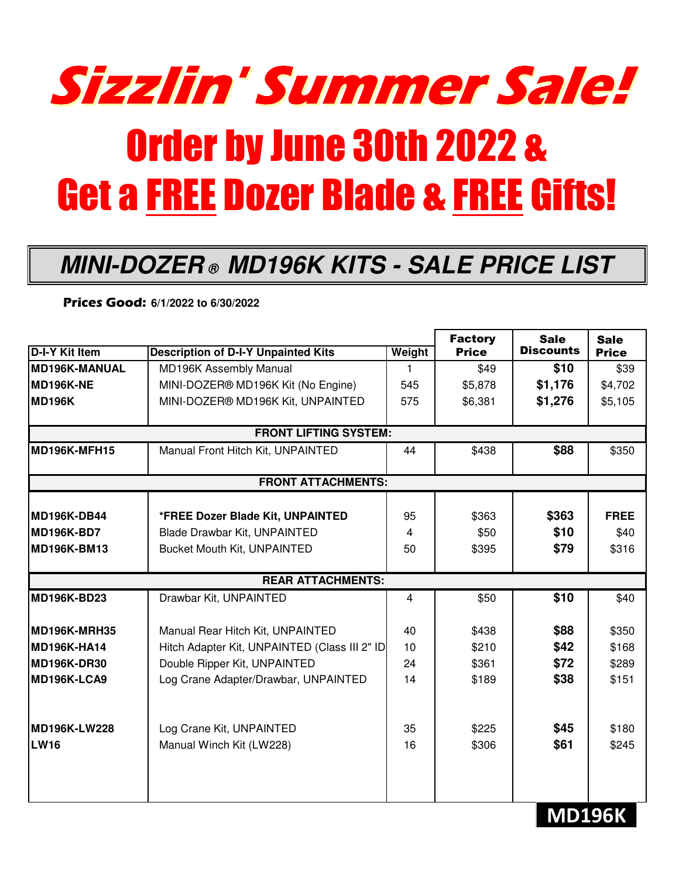# Sizzlin' Summer Sale!

## Order by June 30th 2022 & Get a FREE Dozer Blade & FREE Gifts!

## MINI-DOZER® MD196K KITS - SALE PRICE LIST

**Prices Good:** 6/1/2022 to 6/30/2022

| D-I-Y Kit Item | Description of D-I-Y Unpainted Kits | Weight | Factory Price | Sale Discounts | Sale Price |
|---|---|---|---|---|---|
| **MD196K-MANUAL** | MD196K Assembly Manual | 1 | $49 | **$10** | $39 |
| **MD196K-NE** | MINI-DOZER® MD196K Kit (No Engine) | 545 | $5,878 | **$1,176** | $4,702 |
| **MD196K** | MINI-DOZER® MD196K Kit, UNPAINTED | 575 | $6,381 | **$1,276** | $5,105 |
| | **FRONT LIFTING SYSTEM:** | | | | |
| **MD196K-MFH15** | Manual Front Hitch Kit, UNPAINTED | 44 | $438 | **$88** | $350 |
| | **FRONT ATTACHMENTS:** | | | | |
| **MD196K-DB44** | **\*FREE Dozer Blade Kit, UNPAINTED** | 95 | $363 | **$363** | **FREE** |
| **MD196K-BD7** | Blade Drawbar Kit, UNPAINTED | 4 | $50 | **$10** | $40 |
| **MD196K-BM13** | Bucket Mouth Kit, UNPAINTED | 50 | $395 | **$79** | $316 |
| | **REAR ATTACHMENTS:** | | | | |
| **MD196K-BD23** | Drawbar Kit, UNPAINTED | 4 | $50 | **$10** | $40 |
| **MD196K-MRH35** | Manual Rear Hitch Kit, UNPAINTED | 40 | $438 | **$88** | $350 |
| **MD196K-HA14** | Hitch Adapter Kit, UNPAINTED (Class III 2" ID | 10 | $210 | **$42** | $168 |
| **MD196K-DR30** | Double Ripper Kit, UNPAINTED | 24 | $361 | **$72** | $289 |
| **MD196K-LCA9** | Log Crane Adapter/Drawbar, UNPAINTED | 14 | $189 | **$38** | $151 |
| **MD196K-LW228** | Log Crane Kit, UNPAINTED | 35 | $225 | **$45** | $180 |
| **LW16** | Manual Winch Kit (LW228) | 16 | $306 | **$61** | $245 |

**MD196K**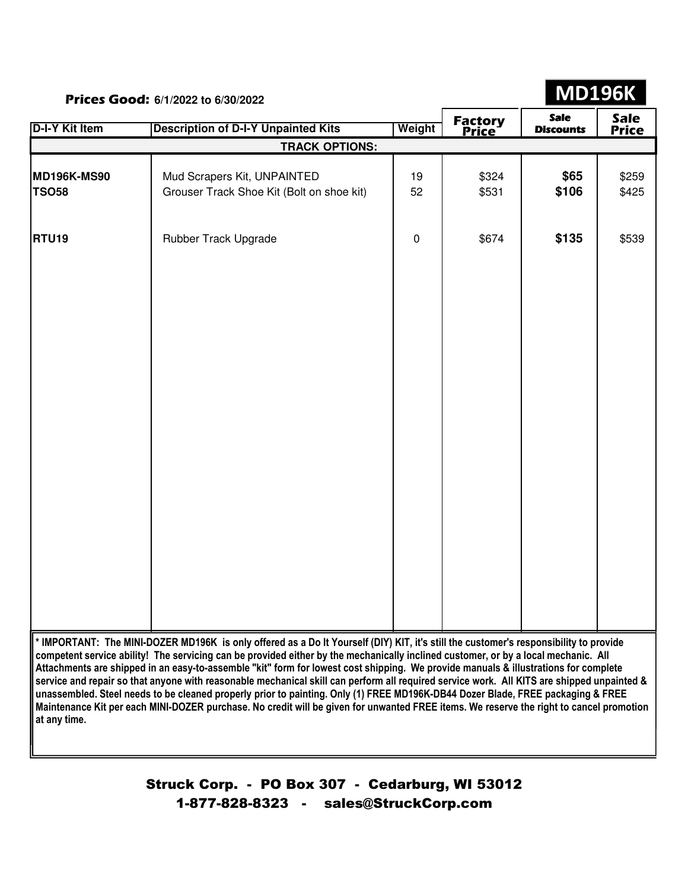**Prices Good:** 6/1/2022 to 6/30/2022

# MD196K

| D-I-Y Kit Item | Description of D-I-Y Unpainted Kits | Weight | Factory Price | Sale Discounts | Sale Price |
|---|---|---|---|---|---|
| | **TRACK OPTIONS:** | | | | |
| **MD196K-MS90** | Mud Scrapers Kit, UNPAINTED | 19 | $324 | **$65** | $259 |
| **TSO58** | Grouser Track Shoe Kit (Bolt on shoe kit) | 52 | $531 | **$106** | $425 |
| **RTU19** | Rubber Track Upgrade | 0 | $674 | **$135** | $539 |

**\* IMPORTANT: The MINI-DOZER MD196K is only offered as a Do It Yourself (DIY) KIT, it's still the customer's responsibility to provide competent service ability! The servicing can be provided either by the mechanically inclined customer, or by a local mechanic. All Attachments are shipped in an easy-to-assemble "kit" form for lowest cost shipping. We provide manuals & illustrations for complete service and repair so that anyone with reasonable mechanical skill can perform all required service work. All KITS are shipped unpainted & unassembled. Steel needs to be cleaned properly prior to painting. Only (1) FREE MD196K-DB44 Dozer Blade, FREE packaging & FREE Maintenance Kit per each MINI-DOZER purchase. No credit will be given for unwanted FREE items. We reserve the right to cancel promotion at any time.**

**Struck Corp. - PO Box 307 - Cedarburg, WI 53012**
**1-877-828-8323 - sales@StruckCorp.com**